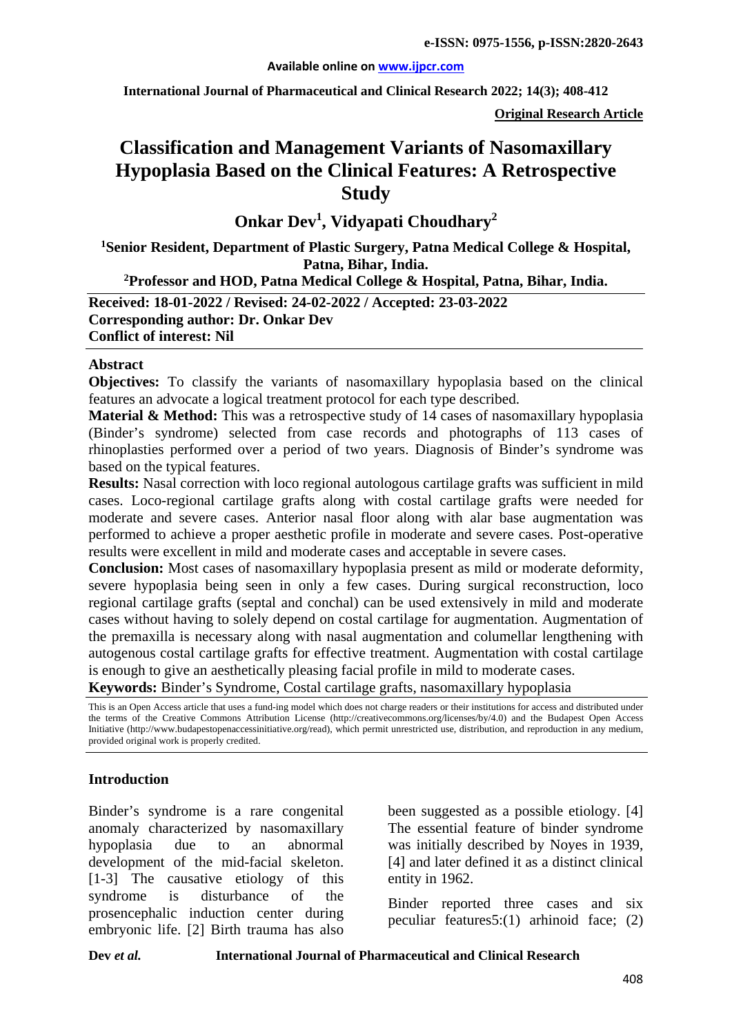**Original Research Article**

# Classification and Management Variants of Nasomaxillary Hypoplasia Based on the Clinical Features: A Retrospective Study

## Onkar Dev[1], Vidyapati Choudhary[2]

[1]Senior Resident, Department of Plastic Surgery, Patna Medical College & Hospital, Patna, Bihar, India.

[2]Professor and HOD, Patna Medical College & Hospital, Patna, Bihar, India.

**Received: 18-01-2022 / Revised: 24-02-2022 / Accepted: 23-03-2022**
**Corresponding author: Dr. Onkar Dev**
**Conflict of interest: Nil**

### Abstract

**Objectives:** To classify the variants of nasomaxillary hypoplasia based on the clinical features an advocate a logical treatment protocol for each type described.

**Material & Method:** This was a retrospective study of 14 cases of nasomaxillary hypoplasia (Binder's syndrome) selected from case records and photographs of 113 cases of rhinoplasties performed over a period of two years. Diagnosis of Binder's syndrome was based on the typical features.

**Results:** Nasal correction with loco regional autologous cartilage grafts was sufficient in mild cases. Loco-regional cartilage grafts along with costal cartilage grafts were needed for moderate and severe cases. Anterior nasal floor along with alar base augmentation was performed to achieve a proper aesthetic profile in moderate and severe cases. Post-operative results were excellent in mild and moderate cases and acceptable in severe cases.

**Conclusion:** Most cases of nasomaxillary hypoplasia present as mild or moderate deformity, severe hypoplasia being seen in only a few cases. During surgical reconstruction, loco regional cartilage grafts (septal and conchal) can be used extensively in mild and moderate cases without having to solely depend on costal cartilage for augmentation. Augmentation of the premaxilla is necessary along with nasal augmentation and columellar lengthening with autogenous costal cartilage grafts for effective treatment. Augmentation with costal cartilage is enough to give an aesthetically pleasing facial profile in mild to moderate cases.

**Keywords:** Binder's Syndrome, Costal cartilage grafts, nasomaxillary hypoplasia

This is an Open Access article that uses a fund-ing model which does not charge readers or their institutions for access and distributed under the terms of the Creative Commons Attribution License (http://creativecommons.org/licenses/by/4.0) and the Budapest Open Access Initiative (http://www.budapestopenaccessinitiative.org/read), which permit unrestricted use, distribution, and reproduction in any medium, provided original work is properly credited.

### Introduction

Binder's syndrome is a rare congenital anomaly characterized by nasomaxillary hypoplasia due to an abnormal development of the mid-facial skeleton. [1-3] The causative etiology of this syndrome is disturbance of the prosencephalic induction center during embryonic life. [2] Birth trauma has also been suggested as a possible etiology. [4] The essential feature of binder syndrome was initially described by Noyes in 1939, [4] and later defined it as a distinct clinical entity in 1962.

Binder reported three cases and six peculiar features5:(1) arhinoid face; (2)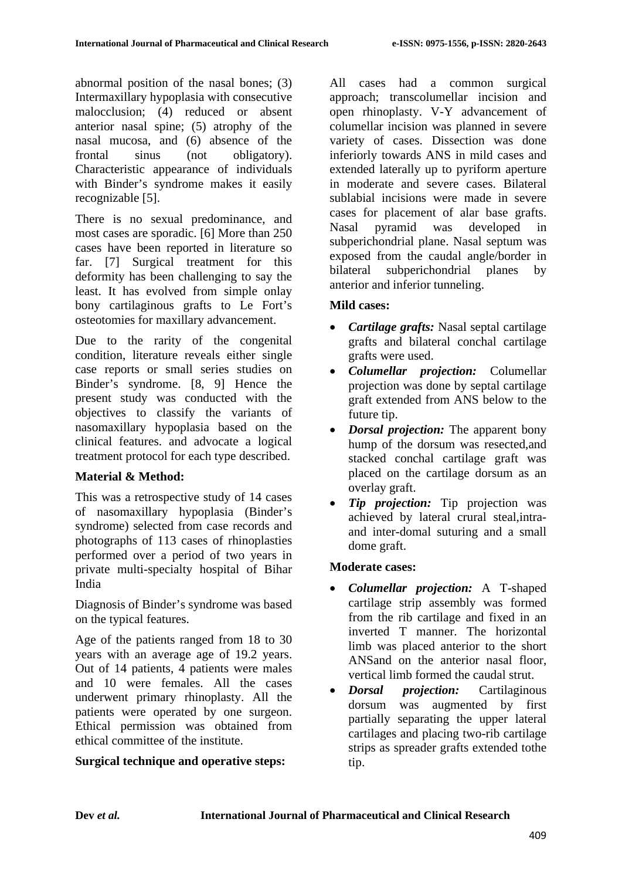abnormal position of the nasal bones; (3) Intermaxillary hypoplasia with consecutive malocclusion; (4) reduced or absent anterior nasal spine; (5) atrophy of the nasal mucosa, and (6) absence of the frontal sinus (not obligatory). Characteristic appearance of individuals with Binder's syndrome makes it easily recognizable [5].

There is no sexual predominance, and most cases are sporadic. [6] More than 250 cases have been reported in literature so far. [7] Surgical treatment for this deformity has been challenging to say the least. It has evolved from simple onlay bony cartilaginous grafts to Le Fort's osteotomies for maxillary advancement.

Due to the rarity of the congenital condition, literature reveals either single case reports or small series studies on Binder's syndrome. [8, 9] Hence the present study was conducted with the objectives to classify the variants of nasomaxillary hypoplasia based on the clinical features. and advocate a logical treatment protocol for each type described.

## Material & Method:

This was a retrospective study of 14 cases of nasomaxillary hypoplasia (Binder's syndrome) selected from case records and photographs of 113 cases of rhinoplasties performed over a period of two years in private multi-specialty hospital of Bihar India

Diagnosis of Binder's syndrome was based on the typical features.

Age of the patients ranged from 18 to 30 years with an average age of 19.2 years. Out of 14 patients, 4 patients were males and 10 were females. All the cases underwent primary rhinoplasty. All the patients were operated by one surgeon. Ethical permission was obtained from ethical committee of the institute.

### Surgical technique and operative steps:

All cases had a common surgical approach; transcolumellar incision and open rhinoplasty. V-Y advancement of columellar incision was planned in severe variety of cases. Dissection was done inferiorly towards ANS in mild cases and extended laterally up to pyriform aperture in moderate and severe cases. Bilateral sublabial incisions were made in severe cases for placement of alar base grafts. Nasal pyramid was developed in subperichondrial plane. Nasal septum was exposed from the caudal angle/border in bilateral subperichondrial planes by anterior and inferior tunneling.

### Mild cases:

- ***Cartilage grafts:*** Nasal septal cartilage grafts and bilateral conchal cartilage grafts were used.
- ***Columellar projection:*** Columellar projection was done by septal cartilage graft extended from ANS below to the future tip.
- ***Dorsal projection:*** The apparent bony hump of the dorsum was resected,and stacked conchal cartilage graft was placed on the cartilage dorsum as an overlay graft.
- ***Tip projection:*** Tip projection was achieved by lateral crural steal,intra- and inter-domal suturing and a small dome graft.

### Moderate cases:

- ***Columellar projection:*** A T-shaped cartilage strip assembly was formed from the rib cartilage and fixed in an inverted T manner. The horizontal limb was placed anterior to the short ANSand on the anterior nasal floor, vertical limb formed the caudal strut.
- ***Dorsal projection:*** Cartilaginous dorsum was augmented by first partially separating the upper lateral cartilages and placing two-rib cartilage strips as spreader grafts extended tothe tip.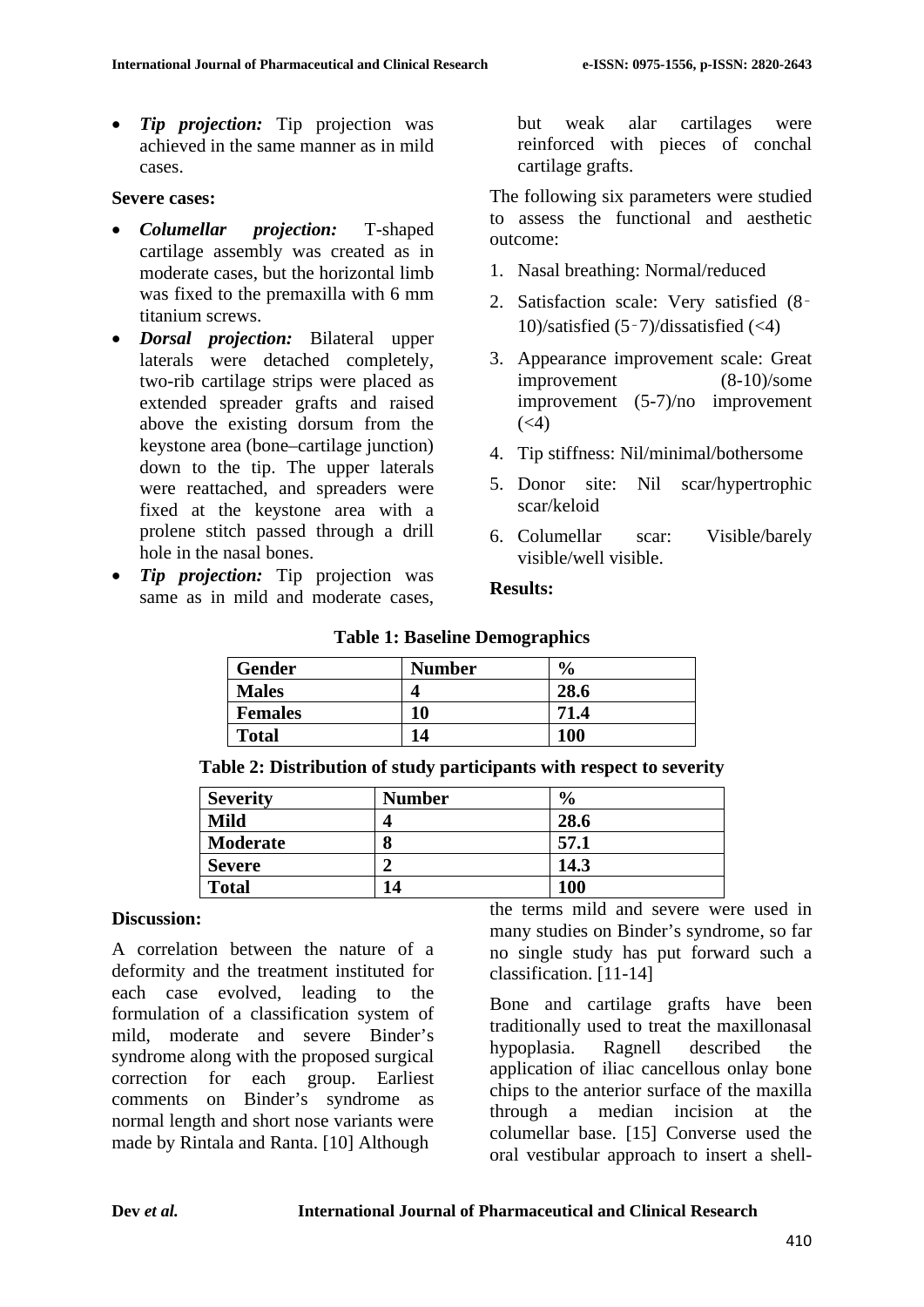- ***Tip projection:*** Tip projection was achieved in the same manner as in mild cases.

**Severe cases:**

- ***Columellar projection:*** T-shaped cartilage assembly was created as in moderate cases, but the horizontal limb was fixed to the premaxilla with 6 mm titanium screws.
- ***Dorsal projection:*** Bilateral upper laterals were detached completely, two-rib cartilage strips were placed as extended spreader grafts and raised above the existing dorsum from the keystone area (bone–cartilage junction) down to the tip. The upper laterals were reattached, and spreaders were fixed at the keystone area with a prolene stitch passed through a drill hole in the nasal bones.
- ***Tip projection:*** Tip projection was same as in mild and moderate cases, but weak alar cartilages were reinforced with pieces of conchal cartilage grafts.

The following six parameters were studied to assess the functional and aesthetic outcome:

1. Nasal breathing: Normal/reduced
2. Satisfaction scale: Very satisfied (8‑10)/satisfied (5‑7)/dissatisfied (<4)
3. Appearance improvement scale: Great improvement (8-10)/some improvement (5-7)/no improvement (<4)
4. Tip stiffness: Nil/minimal/bothersome
5. Donor site: Nil scar/hypertrophic scar/keloid
6. Columellar scar: Visible/barely visible/well visible.

**Results:**

**Table 1: Baseline Demographics**

| Gender | Number | % |
|---|---|---|
| **Males** | **4** | **28.6** |
| **Females** | **10** | **71.4** |
| **Total** | **14** | **100** |

**Table 2: Distribution of study participants with respect to severity**

| Severity | Number | % |
|---|---|---|
| **Mild** | **4** | **28.6** |
| **Moderate** | **8** | **57.1** |
| **Severe** | **2** | **14.3** |
| **Total** | **14** | **100** |

**Discussion:**

A correlation between the nature of a deformity and the treatment instituted for each case evolved, leading to the formulation of a classification system of mild, moderate and severe Binder's syndrome along with the proposed surgical correction for each group. Earliest comments on Binder's syndrome as normal length and short nose variants were made by Rintala and Ranta. [10] Although the terms mild and severe were used in many studies on Binder's syndrome, so far no single study has put forward such a classification. [11-14]

Bone and cartilage grafts have been traditionally used to treat the maxillonasal hypoplasia. Ragnell described the application of iliac cancellous onlay bone chips to the anterior surface of the maxilla through a median incision at the columellar base. [15] Converse used the oral vestibular approach to insert a shell-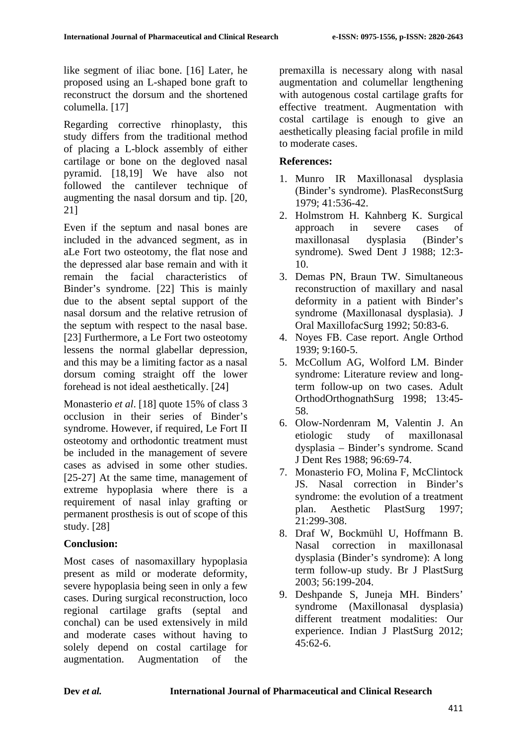like segment of iliac bone. [16] Later, he proposed using an L-shaped bone graft to reconstruct the dorsum and the shortened columella. [17]

Regarding corrective rhinoplasty, this study differs from the traditional method of placing a L-block assembly of either cartilage or bone on the degloved nasal pyramid. [18,19] We have also not followed the cantilever technique of augmenting the nasal dorsum and tip. [20, 21]

Even if the septum and nasal bones are included in the advanced segment, as in aLe Fort two osteotomy, the flat nose and the depressed alar base remain and with it remain the facial characteristics of Binder's syndrome. [22] This is mainly due to the absent septal support of the nasal dorsum and the relative retrusion of the septum with respect to the nasal base. [23] Furthermore, a Le Fort two osteotomy lessens the normal glabellar depression, and this may be a limiting factor as a nasal dorsum coming straight off the lower forehead is not ideal aesthetically. [24]

Monasterio *et al*. [18] quote 15% of class 3 occlusion in their series of Binder's syndrome. However, if required, Le Fort II osteotomy and orthodontic treatment must be included in the management of severe cases as advised in some other studies. [25-27] At the same time, management of extreme hypoplasia where there is a requirement of nasal inlay grafting or permanent prosthesis is out of scope of this study. [28]

## Conclusion:

Most cases of nasomaxillary hypoplasia present as mild or moderate deformity, severe hypoplasia being seen in only a few cases. During surgical reconstruction, loco regional cartilage grafts (septal and conchal) can be used extensively in mild and moderate cases without having to solely depend on costal cartilage for augmentation. Augmentation of the premaxilla is necessary along with nasal augmentation and columellar lengthening with autogenous costal cartilage grafts for effective treatment. Augmentation with costal cartilage is enough to give an aesthetically pleasing facial profile in mild to moderate cases.

## References:

1. Munro IR Maxillonasal dysplasia (Binder's syndrome). PlasReconstSurg 1979; 41:536-42.
2. Holmstrom H. Kahnberg K. Surgical approach in severe cases of maxillonasal dysplasia (Binder's syndrome). Swed Dent J 1988; 12:3-10.
3. Demas PN, Braun TW. Simultaneous reconstruction of maxillary and nasal deformity in a patient with Binder's syndrome (Maxillonasal dysplasia). J Oral MaxillofacSurg 1992; 50:83-6.
4. Noyes FB. Case report. Angle Orthod 1939; 9:160-5.
5. McCollum AG, Wolford LM. Binder syndrome: Literature review and long-term follow-up on two cases. Adult OrthodOrthognathSurg 1998; 13:45-58.
6. Olow-Nordenram M, Valentin J. An etiologic study of maxillonasal dysplasia – Binder's syndrome. Scand J Dent Res 1988; 96:69-74.
7. Monasterio FO, Molina F, McClintock JS. Nasal correction in Binder's syndrome: the evolution of a treatment plan. Aesthetic PlastSurg 1997; 21:299-308.
8. Draf W, Bockmühl U, Hoffmann B. Nasal correction in maxillonasal dysplasia (Binder's syndrome): A long term follow-up study. Br J PlastSurg 2003; 56:199-204.
9. Deshpande S, Juneja MH. Binders' syndrome (Maxillonasal dysplasia) different treatment modalities: Our experience. Indian J PlastSurg 2012; 45:62-6.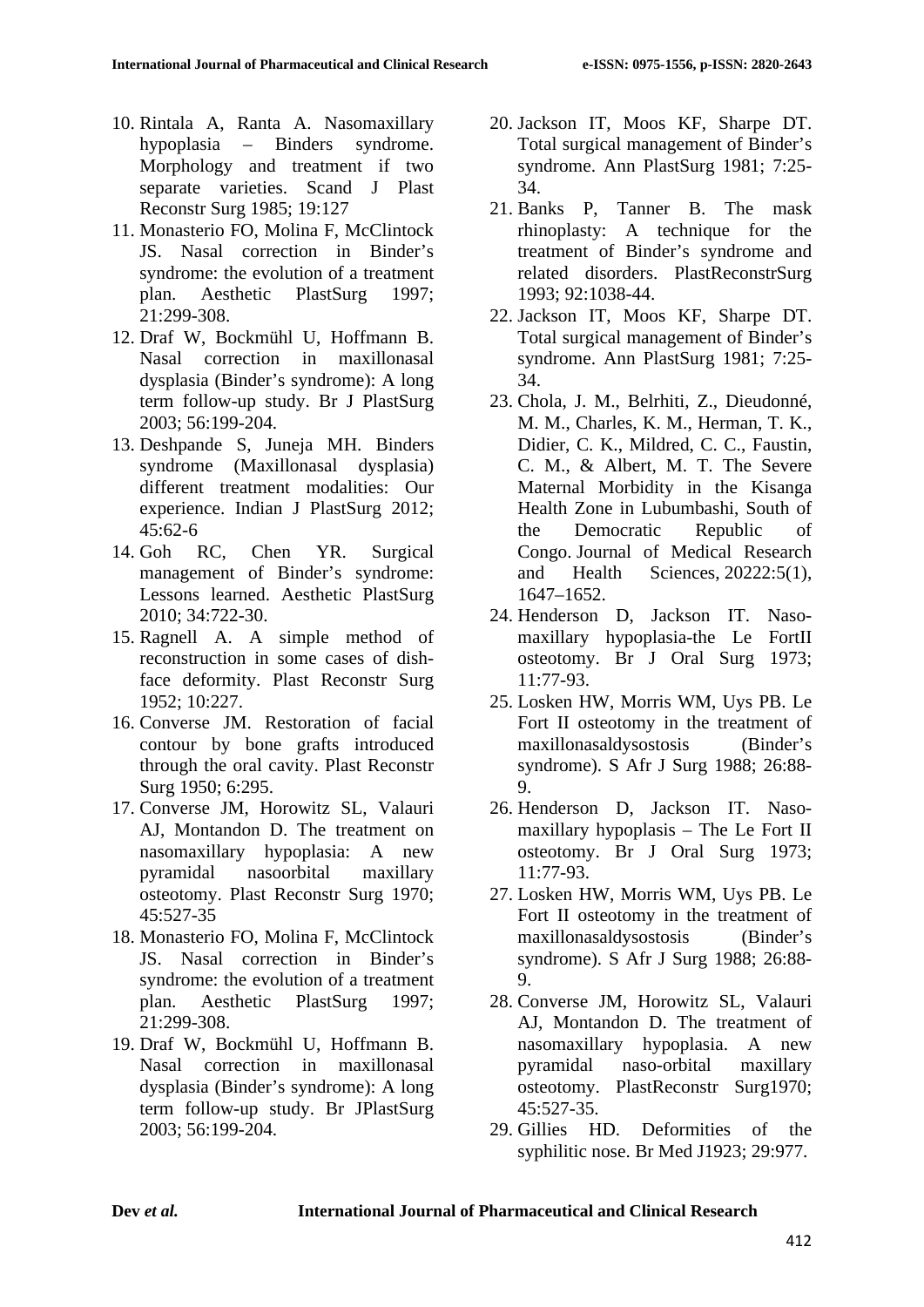10. Rintala A, Ranta A. Nasomaxillary hypoplasia – Binders syndrome. Morphology and treatment if two separate varieties. Scand J Plast Reconstr Surg 1985; 19:127
11. Monasterio FO, Molina F, McClintock JS. Nasal correction in Binder's syndrome: the evolution of a treatment plan. Aesthetic PlastSurg 1997; 21:299-308.
12. Draf W, Bockmühl U, Hoffmann B. Nasal correction in maxillonasal dysplasia (Binder's syndrome): A long term follow-up study. Br J PlastSurg 2003; 56:199-204.
13. Deshpande S, Juneja MH. Binders syndrome (Maxillonasal dysplasia) different treatment modalities: Our experience. Indian J PlastSurg 2012; 45:62-6
14. Goh RC, Chen YR. Surgical management of Binder's syndrome: Lessons learned. Aesthetic PlastSurg 2010; 34:722-30.
15. Ragnell A. A simple method of reconstruction in some cases of dish-face deformity. Plast Reconstr Surg 1952; 10:227.
16. Converse JM. Restoration of facial contour by bone grafts introduced through the oral cavity. Plast Reconstr Surg 1950; 6:295.
17. Converse JM, Horowitz SL, Valauri AJ, Montandon D. The treatment on nasomaxillary hypoplasia: A new pyramidal nasoorbital maxillary osteotomy. Plast Reconstr Surg 1970; 45:527-35
18. Monasterio FO, Molina F, McClintock JS. Nasal correction in Binder's syndrome: the evolution of a treatment plan. Aesthetic PlastSurg 1997; 21:299-308.
19. Draf W, Bockmühl U, Hoffmann B. Nasal correction in maxillonasal dysplasia (Binder's syndrome): A long term follow-up study. Br JPlastSurg 2003; 56:199-204.
20. Jackson IT, Moos KF, Sharpe DT. Total surgical management of Binder's syndrome. Ann PlastSurg 1981; 7:25-34.
21. Banks P, Tanner B. The mask rhinoplasty: A technique for the treatment of Binder's syndrome and related disorders. PlastReconstrSurg 1993; 92:1038-44.
22. Jackson IT, Moos KF, Sharpe DT. Total surgical management of Binder's syndrome. Ann PlastSurg 1981; 7:25-34.
23. Chola, J. M., Belrhiti, Z., Dieudonné, M. M., Charles, K. M., Herman, T. K., Didier, C. K., Mildred, C. C., Faustin, C. M., & Albert, M. T. The Severe Maternal Morbidity in the Kisanga Health Zone in Lubumbashi, South of the Democratic Republic of Congo. Journal of Medical Research and Health Sciences, 20222:5(1), 1647–1652.
24. Henderson D, Jackson IT. Naso-maxillary hypoplasia-the Le FortII osteotomy. Br J Oral Surg 1973; 11:77-93.
25. Losken HW, Morris WM, Uys PB. Le Fort II osteotomy in the treatment of maxillonasaldysostosis (Binder's syndrome). S Afr J Surg 1988; 26:88-9.
26. Henderson D, Jackson IT. Naso-maxillary hypoplasia – The Le Fort II osteotomy. Br J Oral Surg 1973; 11:77-93.
27. Losken HW, Morris WM, Uys PB. Le Fort II osteotomy in the treatment of maxillonasaldysostosis (Binder's syndrome). S Afr J Surg 1988; 26:88-9.
28. Converse JM, Horowitz SL, Valauri AJ, Montandon D. The treatment of nasomaxillary hypoplasia. A new pyramidal naso-orbital maxillary osteotomy. PlastReconstr Surg1970; 45:527-35.
29. Gillies HD. Deformities of the syphilitic nose. Br Med J1923; 29:977.